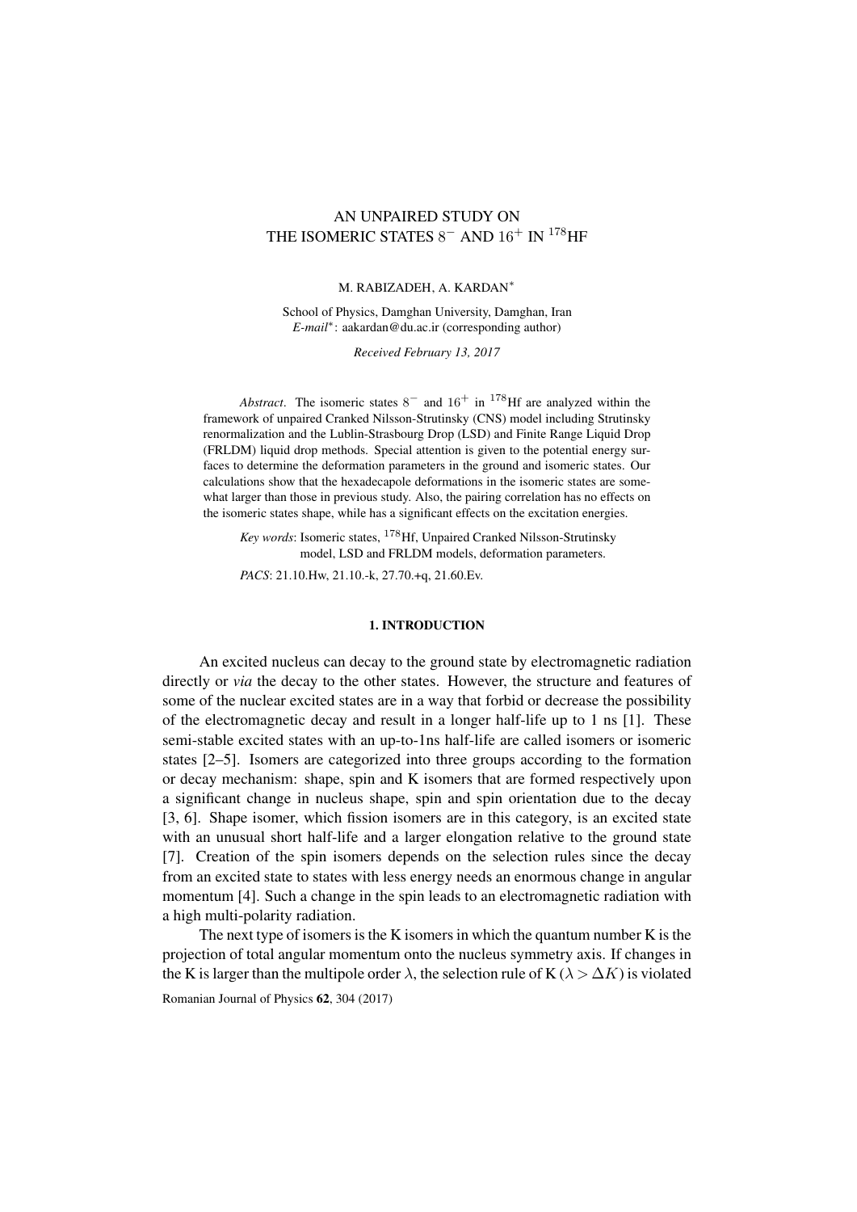# AN UNPAIRED STUDY ON THE ISOMERIC STATES $8^-$ AND $16^+$ IN $^{178}$HF

M. RABIZADEH, A. KARDAN*

School of Physics, Damghan University, Damghan, Iran
*E-mail**: aakardan@du.ac.ir (corresponding author)

*Received February 13, 2017*

*Abstract*. The isomeric states $8^-$ and $16^+$ in $^{178}$Hf are analyzed within the framework of unpaired Cranked Nilsson-Strutinsky (CNS) model including Strutinsky renormalization and the Lublin-Strasbourg Drop (LSD) and Finite Range Liquid Drop (FRLDM) liquid drop methods. Special attention is given to the potential energy surfaces to determine the deformation parameters in the ground and isomeric states. Our calculations show that the hexadecapole deformations in the isomeric states are somewhat larger than those in previous study. Also, the pairing correlation has no effects on the isomeric states shape, while has a significant effects on the excitation energies.

*Key words*: Isomeric states, $^{178}$Hf, Unpaired Cranked Nilsson-Strutinsky model, LSD and FRLDM models, deformation parameters.

*PACS*: 21.10.Hw, 21.10.-k, 27.70.+q, 21.60.Ev.

## 1. INTRODUCTION

An excited nucleus can decay to the ground state by electromagnetic radiation directly or *via* the decay to the other states. However, the structure and features of some of the nuclear excited states are in a way that forbid or decrease the possibility of the electromagnetic decay and result in a longer half-life up to 1 ns [1]. These semi-stable excited states with an up-to-1ns half-life are called isomers or isomeric states [2–5]. Isomers are categorized into three groups according to the formation or decay mechanism: shape, spin and K isomers that are formed respectively upon a significant change in nucleus shape, spin and spin orientation due to the decay [3, 6]. Shape isomer, which fission isomers are in this category, is an excited state with an unusual short half-life and a larger elongation relative to the ground state [7]. Creation of the spin isomers depends on the selection rules since the decay from an excited state to states with less energy needs an enormous change in angular momentum [4]. Such a change in the spin leads to an electromagnetic radiation with a high multi-polarity radiation.

The next type of isomers is the K isomers in which the quantum number K is the projection of total angular momentum onto the nucleus symmetry axis. If changes in the K is larger than the multipole order $\lambda$, the selection rule of K ($\lambda > \Delta K$) is violated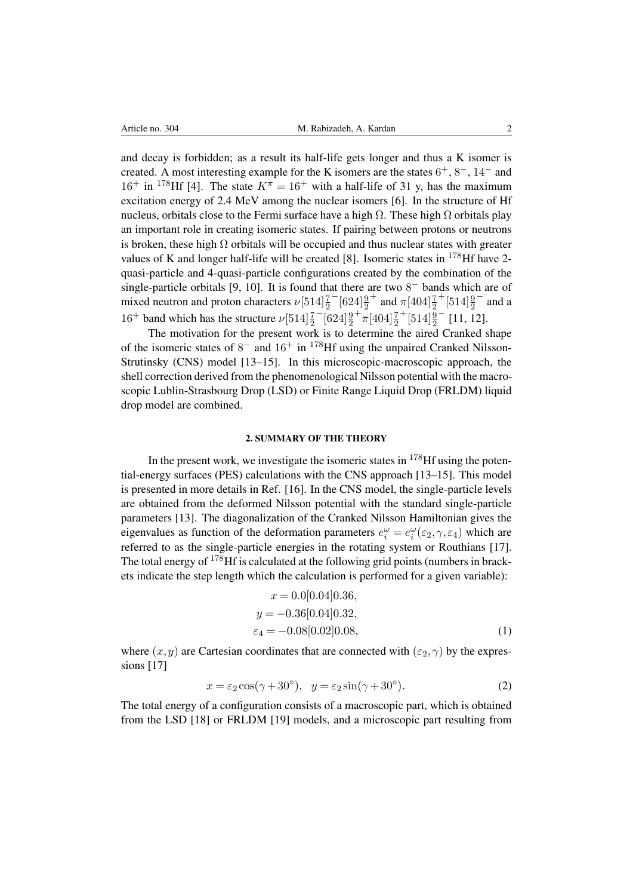and decay is forbidden; as a result its half-life gets longer and thus a K isomer is created. A most interesting example for the K isomers are the states $6^+$, $8^-$, $14^-$ and $16^+$ in $^{178}$Hf [4]. The state $K^\pi = 16^+$ with a half-life of 31 y, has the maximum excitation energy of 2.4 MeV among the nuclear isomers [6]. In the structure of Hf nucleus, orbitals close to the Fermi surface have a high $\Omega$. These high $\Omega$ orbitals play an important role in creating isomeric states. If pairing between protons or neutrons is broken, these high $\Omega$ orbitals will be occupied and thus nuclear states with greater values of K and longer half-life will be created [8]. Isomeric states in $^{178}$Hf have 2-quasi-particle and 4-quasi-particle configurations created by the combination of the single-particle orbitals [9, 10]. It is found that there are two $8^-$ bands which are of mixed neutron and proton characters $\nu[514]\frac{7}{2}^-[624]\frac{9}{2}^+$ and $\pi[404]\frac{7}{2}^+[514]\frac{9}{2}^-$ and a $16^+$ band which has the structure $\nu[514]\frac{7}{2}^-[624]\frac{9}{2}^+\pi[404]\frac{7}{2}^+[514]\frac{9}{2}^-$ [11, 12].

The motivation for the present work is to determine the aired Cranked shape of the isomeric states of $8^-$ and $16^+$ in $^{178}$Hf using the unpaired Cranked Nilsson-Strutinsky (CNS) model [13–15]. In this microscopic-macroscopic approach, the shell correction derived from the phenomenological Nilsson potential with the macroscopic Lublin-Strasbourg Drop (LSD) or Finite Range Liquid Drop (FRLDM) liquid drop model are combined.

## 2. SUMMARY OF THE THEORY

In the present work, we investigate the isomeric states in $^{178}$Hf using the potential-energy surfaces (PES) calculations with the CNS approach [13–15]. This model is presented in more details in Ref. [16]. In the CNS model, the single-particle levels are obtained from the deformed Nilsson potential with the standard single-particle parameters [13]. The diagonalization of the Cranked Nilsson Hamiltonian gives the eigenvalues as function of the deformation parameters $e_i^\omega = e_i^\omega(\varepsilon_2, \gamma, \varepsilon_4)$ which are referred to as the single-particle energies in the rotating system or Routhians [17]. The total energy of $^{178}$Hf is calculated at the following grid points (numbers in brackets indicate the step length which the calculation is performed for a given variable):

$$
\begin{aligned}
x &= 0.0[0.04]0.36, \\
y &= -0.36[0.04]0.32, \\
\varepsilon_4 &= -0.08[0.02]0.08,
\end{aligned}
\tag{1}
$$

where $(x, y)$ are Cartesian coordinates that are connected with $(\varepsilon_2, \gamma)$ by the expressions [17]

$$
x = \varepsilon_2 \cos(\gamma + 30^\circ), \quad y = \varepsilon_2 \sin(\gamma + 30^\circ). \tag{2}
$$

The total energy of a configuration consists of a macroscopic part, which is obtained from the LSD [18] or FRLDM [19] models, and a microscopic part resulting from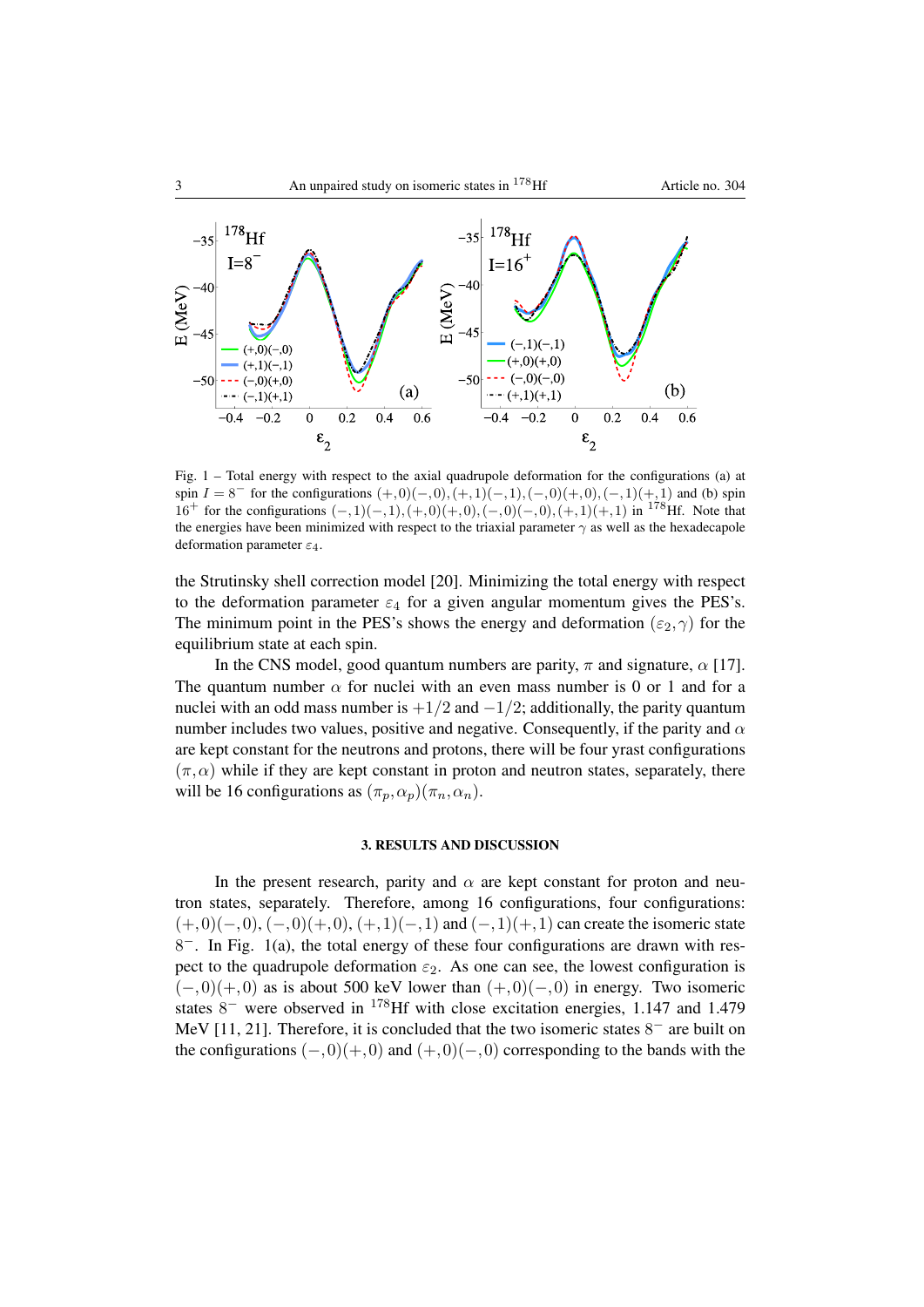Fig. 1 – Total energy with respect to the axial quadrupole deformation for the configurations (a) at spin $I = 8^-$ for the configurations $(+,0)(-,0), (+,1)(-,1), (-,0)(+,0), (-,1)(+,1)$ and (b) spin $16^+$ for the configurations $(-,1)(-,1), (+,0)(+,0), (-,0)(-,0), (+,1)(+,1)$ in $^{178}$Hf. Note that the energies have been minimized with respect to the triaxial parameter $\gamma$ as well as the hexadecapole deformation parameter $\varepsilon_4$.

the Strutinsky shell correction model [20]. Minimizing the total energy with respect to the deformation parameter $\varepsilon_4$ for a given angular momentum gives the PES's. The minimum point in the PES's shows the energy and deformation $(\varepsilon_2, \gamma)$ for the equilibrium state at each spin.

In the CNS model, good quantum numbers are parity, $\pi$ and signature, $\alpha$ [17]. The quantum number $\alpha$ for nuclei with an even mass number is 0 or 1 and for a nuclei with an odd mass number is $+1/2$ and $-1/2$; additionally, the parity quantum number includes two values, positive and negative. Consequently, if the parity and $\alpha$ are kept constant for the neutrons and protons, there will be four yrast configurations $(\pi, \alpha)$ while if they are kept constant in proton and neutron states, separately, there will be 16 configurations as $(\pi_p, \alpha_p)(\pi_n, \alpha_n)$.

## 3. RESULTS AND DISCUSSION

In the present research, parity and $\alpha$ are kept constant for proton and neutron states, separately. Therefore, among 16 configurations, four configurations: $(+,0)(-,0)$, $(-,0)(+,0)$, $(+,1)(-,1)$ and $(-,1)(+,1)$ can create the isomeric state $8^-$. In Fig. 1(a), the total energy of these four configurations are drawn with respect to the quadrupole deformation $\varepsilon_2$. As one can see, the lowest configuration is $(-,0)(+,0)$ as is about 500 keV lower than $(+,0)(-,0)$ in energy. Two isomeric states $8^-$ were observed in $^{178}$Hf with close excitation energies, 1.147 and 1.479 MeV [11, 21]. Therefore, it is concluded that the two isomeric states $8^-$ are built on the configurations $(-,0)(+,0)$ and $(+,0)(-,0)$ corresponding to the bands with the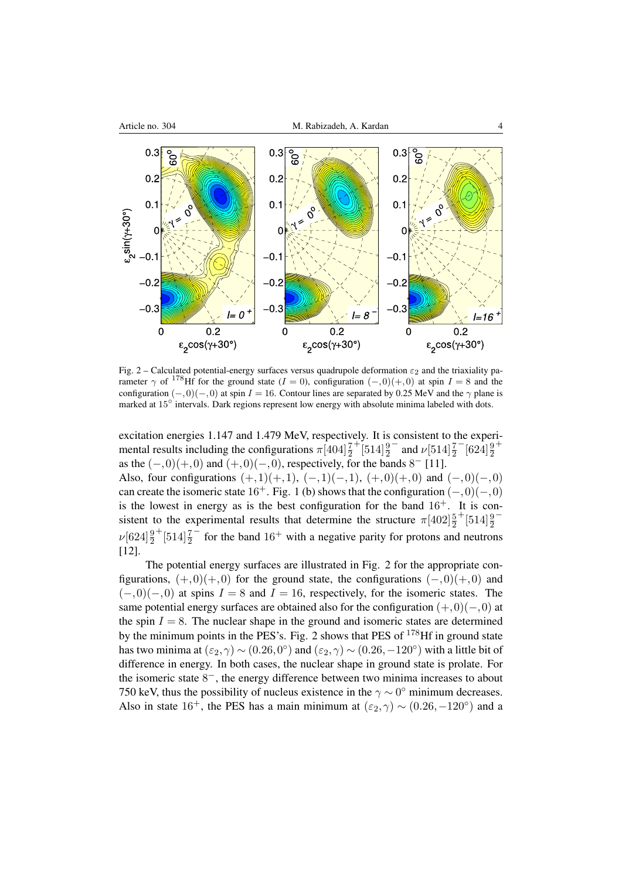Fig. 2 – Calculated potential-energy surfaces versus quadrupole deformation $\varepsilon_2$ and the triaxiality parameter $\gamma$ of $^{178}$Hf for the ground state ($I = 0$), configuration $(-,0)(+,0)$ at spin $I = 8$ and the configuration $(-,0)(-,0)$ at spin $I = 16$. Contour lines are separated by 0.25 MeV and the $\gamma$ plane is marked at $15^\circ$ intervals. Dark regions represent low energy with absolute minima labeled with dots.

excitation energies 1.147 and 1.479 MeV, respectively. It is consistent to the experimental results including the configurations $\pi[404]\frac{7}{2}^{+}[514]\frac{9}{2}^{-}$ and $\nu[514]\frac{7}{2}^{-}[624]\frac{9}{2}^{+}$ as the $(-,0)(+,0)$ and $(+,0)(-,0)$, respectively, for the bands $8^-$ [11].

Also, four configurations $(+,1)(+,1)$, $(-,1)(-,1)$, $(+,0)(+,0)$ and $(-,0)(-,0)$ can create the isomeric state $16^+$. Fig. 1 (b) shows that the configuration $(-,0)(-,0)$ is the lowest in energy as is the best configuration for the band $16^+$. It is consistent to the experimental results that determine the structure $\pi[402]\frac{5}{2}^{+}[514]\frac{9}{2}^{-}$ $\nu[624]\frac{9}{2}^{+}[514]\frac{7}{2}^{-}$ for the band $16^+$ with a negative parity for protons and neutrons [12].

The potential energy surfaces are illustrated in Fig. 2 for the appropriate configurations, $(+,0)(+,0)$ for the ground state, the configurations $(-,0)(+,0)$ and $(-,0)(-,0)$ at spins $I = 8$ and $I = 16$, respectively, for the isomeric states. The same potential energy surfaces are obtained also for the configuration $(+,0)(-,0)$ at the spin $I = 8$. The nuclear shape in the ground and isomeric states are determined by the minimum points in the PES's. Fig. 2 shows that PES of $^{178}$Hf in ground state has two minima at $(\varepsilon_2, \gamma) \sim (0.26, 0^\circ)$ and $(\varepsilon_2, \gamma) \sim (0.26, -120^\circ)$ with a little bit of difference in energy. In both cases, the nuclear shape in ground state is prolate. For the isomeric state $8^-$, the energy difference between two minima increases to about 750 keV, thus the possibility of nucleus existence in the $\gamma \sim 0^\circ$ minimum decreases. Also in state $16^+$, the PES has a main minimum at $(\varepsilon_2, \gamma) \sim (0.26, -120^\circ)$ and a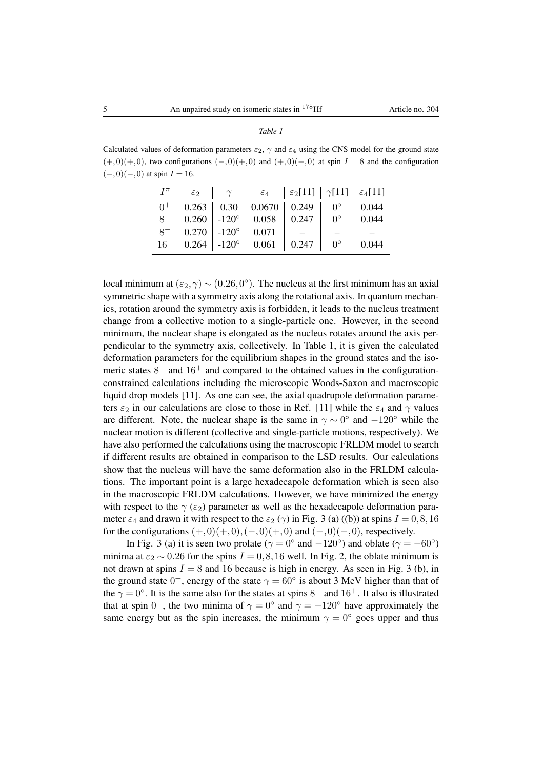*Table 1*

Calculated values of deformation parameters $\varepsilon_2$, $\gamma$ and $\varepsilon_4$ using the CNS model for the ground state $(+,0)(+,0)$, two configurations $(-,0)(+,0)$ and $(+,0)(-,0)$ at spin $I = 8$ and the configuration $(-,0)(-,0)$ at spin $I = 16$.

| $I^\pi$ | $\varepsilon_2$ | $\gamma$ | $\varepsilon_4$ | $\varepsilon_2$[11] | $\gamma$[11] | $\varepsilon_4$[11] |
|---|---|---|---|---|---|---|
| $0^+$ | 0.263 | 0.30 | 0.0670 | 0.249 | $0^\circ$ | 0.044 |
| $8^-$ | 0.260 | -120° | 0.058 | 0.247 | $0^\circ$ | 0.044 |
| $8^-$ | 0.270 | -120° | 0.071 | – | – | – |
| $16^+$ | 0.264 | -120° | 0.061 | 0.247 | $0^\circ$ | 0.044 |

local minimum at $(\varepsilon_2, \gamma) \sim (0.26, 0^\circ)$. The nucleus at the first minimum has an axial symmetric shape with a symmetry axis along the rotational axis. In quantum mechanics, rotation around the symmetry axis is forbidden, it leads to the nucleus treatment change from a collective motion to a single-particle one. However, in the second minimum, the nuclear shape is elongated as the nucleus rotates around the axis perpendicular to the symmetry axis, collectively. In Table 1, it is given the calculated deformation parameters for the equilibrium shapes in the ground states and the isomeric states $8^-$ and $16^+$ and compared to the obtained values in the configuration-constrained calculations including the microscopic Woods-Saxon and macroscopic liquid drop models [11]. As one can see, the axial quadrupole deformation parameters $\varepsilon_2$ in our calculations are close to those in Ref. [11] while the $\varepsilon_4$ and $\gamma$ values are different. Note, the nuclear shape is the same in $\gamma \sim 0^\circ$ and $-120^\circ$ while the nuclear motion is different (collective and single-particle motions, respectively). We have also performed the calculations using the macroscopic FRLDM model to search if different results are obtained in comparison to the LSD results. Our calculations show that the nucleus will have the same deformation also in the FRLDM calculations. The important point is a large hexadecapole deformation which is seen also in the macroscopic FRLDM calculations. However, we have minimized the energy with respect to the $\gamma$ ($\varepsilon_2$) parameter as well as the hexadecapole deformation parameter $\varepsilon_4$ and drawn it with respect to the $\varepsilon_2$ ($\gamma$) in Fig. 3 (a) ((b)) at spins $I = 0, 8, 16$ for the configurations $(+,0)(+,0), (-,0)(+,0)$ and $(-,0)(-,0)$, respectively.

In Fig. 3 (a) it is seen two prolate ($\gamma = 0^\circ$ and $-120^\circ$) and oblate ($\gamma = -60^\circ$) minima at $\varepsilon_2 \sim 0.26$ for the spins $I = 0, 8, 16$ well. In Fig. 2, the oblate minimum is not drawn at spins $I = 8$ and 16 because is high in energy. As seen in Fig. 3 (b), in the ground state $0^+$, energy of the state $\gamma = 60^\circ$ is about 3 MeV higher than that of the $\gamma = 0^\circ$. It is the same also for the states at spins $8^-$ and $16^+$. It also is illustrated that at spin $0^+$, the two minima of $\gamma = 0^\circ$ and $\gamma = -120^\circ$ have approximately the same energy but as the spin increases, the minimum $\gamma = 0^\circ$ goes upper and thus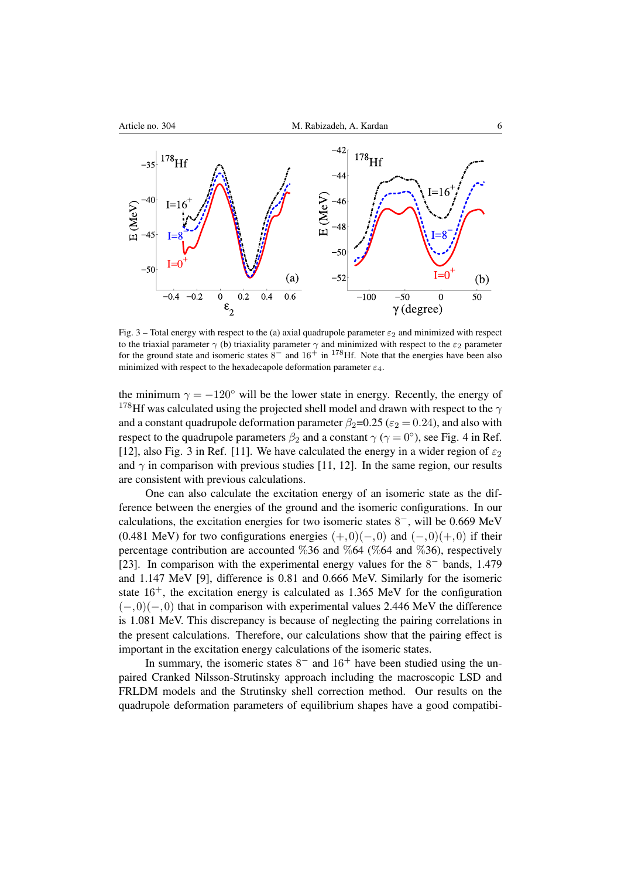Fig. 3 – Total energy with respect to the (a) axial quadrupole parameter $\varepsilon_2$ and minimized with respect to the triaxial parameter $\gamma$ (b) triaxiality parameter $\gamma$ and minimized with respect to the $\varepsilon_2$ parameter for the ground state and isomeric states $8^-$ and $16^+$ in $^{178}$Hf. Note that the energies have been also minimized with respect to the hexadecapole deformation parameter $\varepsilon_4$.

the minimum $\gamma = -120°$ will be the lower state in energy. Recently, the energy of $^{178}$Hf was calculated using the projected shell model and drawn with respect to the $\gamma$ and a constant quadrupole deformation parameter $\beta_2$=0.25 ($\varepsilon_2 = 0.24$), and also with respect to the quadrupole parameters $\beta_2$ and a constant $\gamma$ ($\gamma = 0°$), see Fig. 4 in Ref. [12], also Fig. 3 in Ref. [11]. We have calculated the energy in a wider region of $\varepsilon_2$ and $\gamma$ in comparison with previous studies [11, 12]. In the same region, our results are consistent with previous calculations.

One can also calculate the excitation energy of an isomeric state as the difference between the energies of the ground and the isomeric configurations. In our calculations, the excitation energies for two isomeric states $8^-$, will be 0.669 MeV (0.481 MeV) for two configurations energies $(+,0)(-,0)$ and $(-,0)(+,0)$ if their percentage contribution are accounted %36 and %64 (%64 and %36), respectively [23]. In comparison with the experimental energy values for the $8^-$ bands, 1.479 and 1.147 MeV [9], difference is 0.81 and 0.666 MeV. Similarly for the isomeric state $16^+$, the excitation energy is calculated as 1.365 MeV for the configuration $(-,0)(-,0)$ that in comparison with experimental values 2.446 MeV the difference is 1.081 MeV. This discrepancy is because of neglecting the pairing correlations in the present calculations. Therefore, our calculations show that the pairing effect is important in the excitation energy calculations of the isomeric states.

In summary, the isomeric states $8^-$ and $16^+$ have been studied using the unpaired Cranked Nilsson-Strutinsky approach including the macroscopic LSD and FRLDM models and the Strutinsky shell correction method. Our results on the quadrupole deformation parameters of equilibrium shapes have a good compatibi-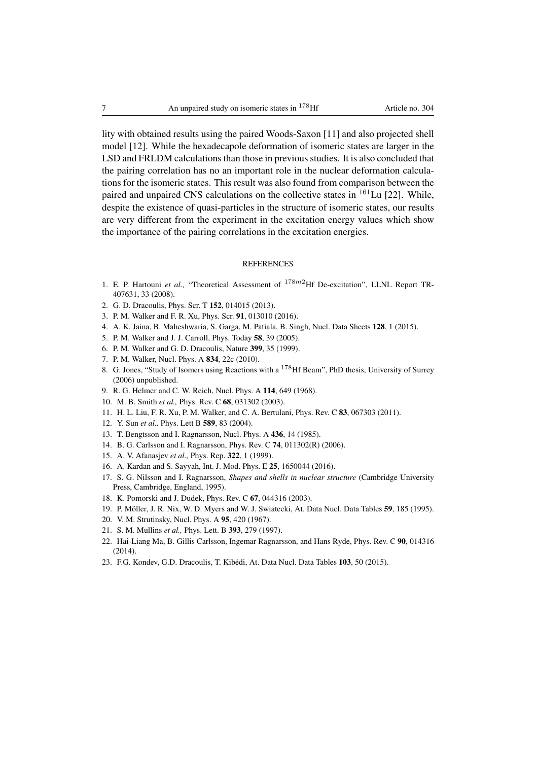lity with obtained results using the paired Woods-Saxon [11] and also projected shell model [12]. While the hexadecapole deformation of isomeric states are larger in the LSD and FRLDM calculations than those in previous studies. It is also concluded that the pairing correlation has no an important role in the nuclear deformation calculations for the isomeric states. This result was also found from comparison between the paired and unpaired CNS calculations on the collective states in $^{161}$Lu [22]. While, despite the existence of quasi-particles in the structure of isomeric states, our results are very different from the experiment in the excitation energy values which show the importance of the pairing correlations in the excitation energies.

## REFERENCES

1. E. P. Hartouni *et al.,* "Theoretical Assessment of $^{178m2}$Hf De-excitation", LLNL Report TR-407631, 33 (2008).
2. G. D. Dracoulis, Phys. Scr. T **152**, 014015 (2013).
3. P. M. Walker and F. R. Xu, Phys. Scr. **91**, 013010 (2016).
4. A. K. Jaina, B. Maheshwaria, S. Garga, M. Patiala, B. Singh, Nucl. Data Sheets **128**, 1 (2015).
5. P. M. Walker and J. J. Carroll, Phys. Today **58**, 39 (2005).
6. P. M. Walker and G. D. Dracoulis, Nature **399**, 35 (1999).
7. P. M. Walker, Nucl. Phys. A **834**, 22c (2010).
8. G. Jones, "Study of Isomers using Reactions with a $^{178}$Hf Beam", PhD thesis, University of Surrey (2006) unpublished.
9. R. G. Helmer and C. W. Reich, Nucl. Phys. A **114**, 649 (1968).
10. M. B. Smith *et al.,* Phys. Rev. C **68**, 031302 (2003).
11. H. L. Liu, F. R. Xu, P. M. Walker, and C. A. Bertulani, Phys. Rev. C **83**, 067303 (2011).
12. Y. Sun *et al.,* Phys. Lett B **589**, 83 (2004).
13. T. Bengtsson and I. Ragnarsson, Nucl. Phys. A **436**, 14 (1985).
14. B. G. Carlsson and I. Ragnarsson, Phys. Rev. C **74**, 011302(R) (2006).
15. A. V. Afanasjev *et al.,* Phys. Rep. **322**, 1 (1999).
16. A. Kardan and S. Sayyah, Int. J. Mod. Phys. E **25**, 1650044 (2016).
17. S. G. Nilsson and I. Ragnarsson, *Shapes and shells in nuclear structure* (Cambridge University Press, Cambridge, England, 1995).
18. K. Pomorski and J. Dudek, Phys. Rev. C **67**, 044316 (2003).
19. P. Möller, J. R. Nix, W. D. Myers and W. J. Swiatecki, At. Data Nucl. Data Tables **59**, 185 (1995).
20. V. M. Strutinsky, Nucl. Phys. A **95**, 420 (1967).
21. S. M. Mullins *et al.,* Phys. Lett. B **393**, 279 (1997).
22. Hai-Liang Ma, B. Gillis Carlsson, Ingemar Ragnarsson, and Hans Ryde, Phys. Rev. C **90**, 014316 (2014).
23. F.G. Kondev, G.D. Dracoulis, T. Kibédi, At. Data Nucl. Data Tables **103**, 50 (2015).